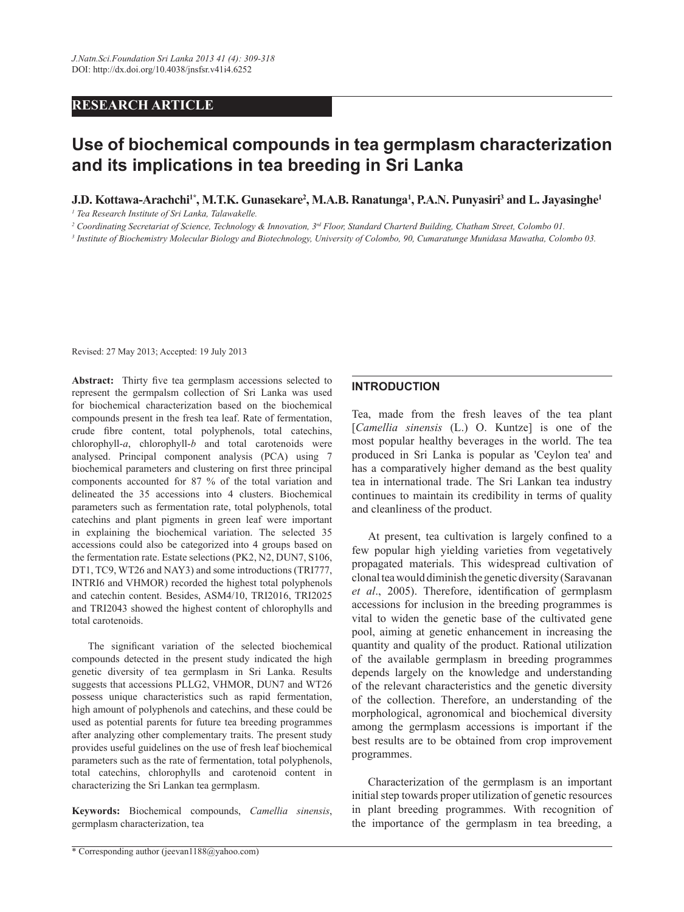RESEARCH ARTICLE

# Use of biochemical compounds in tea germplasm characterization and its implications in tea breeding in Sri Lanka

**J.D. Kottawa-Arachchi[1*], M.T.K. Gunasekare[2], M.A.B. Ranatunga[1], P.A.N. Punyasiri[3] and L. Jayasinghe[1]**

[1] *Tea Research Institute of Sri Lanka, Talawakelle.*

[2] *Coordinating Secretariat of Science, Technology & Innovation, 3rd Floor, Standard Charterd Building, Chatham Street, Colombo 01.*

[3] *Institute of Biochemistry Molecular Biology and Biotechnology, University of Colombo, 90, Cumaratunge Munidasa Mawatha, Colombo 03.*

Revised: 27 May 2013; Accepted: 19 July 2013

**Abstract:** Thirty five tea germplasm accessions selected to represent the germpalsm collection of Sri Lanka was used for biochemical characterization based on the biochemical compounds present in the fresh tea leaf. Rate of fermentation, crude fibre content, total polyphenols, total catechins, chlorophyll-*a*, chlorophyll-*b* and total carotenoids were analysed. Principal component analysis (PCA) using 7 biochemical parameters and clustering on first three principal components accounted for 87 % of the total variation and delineated the 35 accessions into 4 clusters. Biochemical parameters such as fermentation rate, total polyphenols, total catechins and plant pigments in green leaf were important in explaining the biochemical variation. The selected 35 accessions could also be categorized into 4 groups based on the fermentation rate. Estate selections (PK2, N2, DUN7, S106, DT1, TC9, WT26 and NAY3) and some introductions (TRI777, INTRI6 and VHMOR) recorded the highest total polyphenols and catechin content. Besides, ASM4/10, TRI2016, TRI2025 and TRI2043 showed the highest content of chlorophylls and total carotenoids.

The significant variation of the selected biochemical compounds detected in the present study indicated the high genetic diversity of tea germplasm in Sri Lanka. Results suggests that accessions PLLG2, VHMOR, DUN7 and WT26 possess unique characteristics such as rapid fermentation, high amount of polyphenols and catechins, and these could be used as potential parents for future tea breeding programmes after analyzing other complementary traits. The present study provides useful guidelines on the use of fresh leaf biochemical parameters such as the rate of fermentation, total polyphenols, total catechins, chlorophylls and carotenoid content in characterizing the Sri Lankan tea germplasm.

**Keywords:** Biochemical compounds, *Camellia sinensis*, germplasm characterization, tea

## INTRODUCTION

Tea, made from the fresh leaves of the tea plant [*Camellia sinensis* (L.) O. Kuntze] is one of the most popular healthy beverages in the world. The tea produced in Sri Lanka is popular as 'Ceylon tea' and has a comparatively higher demand as the best quality tea in international trade. The Sri Lankan tea industry continues to maintain its credibility in terms of quality and cleanliness of the product.

At present, tea cultivation is largely confined to a few popular high yielding varieties from vegetatively propagated materials. This widespread cultivation of clonal tea would diminish the genetic diversity (Saravanan *et al*., 2005). Therefore, identification of germplasm accessions for inclusion in the breeding programmes is vital to widen the genetic base of the cultivated gene pool, aiming at genetic enhancement in increasing the quantity and quality of the product. Rational utilization of the available germplasm in breeding programmes depends largely on the knowledge and understanding of the relevant characteristics and the genetic diversity of the collection. Therefore, an understanding of the morphological, agronomical and biochemical diversity among the germplasm accessions is important if the best results are to be obtained from crop improvement programmes.

Characterization of the germplasm is an important initial step towards proper utilization of genetic resources in plant breeding programmes. With recognition of the importance of the germplasm in tea breeding, a

\* Corresponding author (jeevan1188@yahoo.com)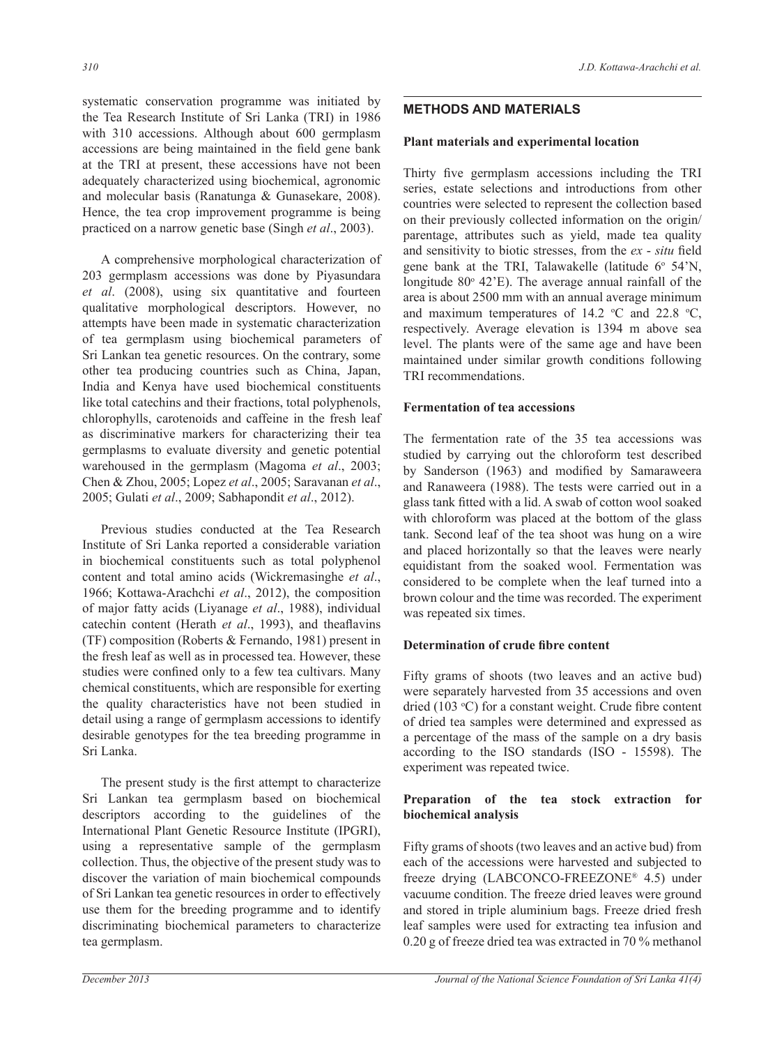systematic conservation programme was initiated by the Tea Research Institute of Sri Lanka (TRI) in 1986 with 310 accessions. Although about 600 germplasm accessions are being maintained in the field gene bank at the TRI at present, these accessions have not been adequately characterized using biochemical, agronomic and molecular basis (Ranatunga & Gunasekare, 2008). Hence, the tea crop improvement programme is being practiced on a narrow genetic base (Singh *et al*., 2003).

A comprehensive morphological characterization of 203 germplasm accessions was done by Piyasundara *et al*. (2008), using six quantitative and fourteen qualitative morphological descriptors. However, no attempts have been made in systematic characterization of tea germplasm using biochemical parameters of Sri Lankan tea genetic resources. On the contrary, some other tea producing countries such as China, Japan, India and Kenya have used biochemical constituents like total catechins and their fractions, total polyphenols, chlorophylls, carotenoids and caffeine in the fresh leaf as discriminative markers for characterizing their tea germplasms to evaluate diversity and genetic potential warehoused in the germplasm (Magoma *et al*., 2003; Chen & Zhou, 2005; Lopez *et al*., 2005; Saravanan *et al*., 2005; Gulati *et al*., 2009; Sabhapondit *et al*., 2012).

Previous studies conducted at the Tea Research Institute of Sri Lanka reported a considerable variation in biochemical constituents such as total polyphenol content and total amino acids (Wickremasinghe *et al*., 1966; Kottawa-Arachchi *et al*., 2012), the composition of major fatty acids (Liyanage *et al*., 1988), individual catechin content (Herath *et al*., 1993), and theaflavins (TF) composition (Roberts & Fernando, 1981) present in the fresh leaf as well as in processed tea. However, these studies were confined only to a few tea cultivars. Many chemical constituents, which are responsible for exerting the quality characteristics have not been studied in detail using a range of germplasm accessions to identify desirable genotypes for the tea breeding programme in Sri Lanka.

The present study is the first attempt to characterize Sri Lankan tea germplasm based on biochemical descriptors according to the guidelines of the International Plant Genetic Resource Institute (IPGRI), using a representative sample of the germplasm collection. Thus, the objective of the present study was to discover the variation of main biochemical compounds of Sri Lankan tea genetic resources in order to effectively use them for the breeding programme and to identify discriminating biochemical parameters to characterize tea germplasm.

## METHODS AND MATERIALS

### Plant materials and experimental location

Thirty five germplasm accessions including the TRI series, estate selections and introductions from other countries were selected to represent the collection based on their previously collected information on the origin/parentage, attributes such as yield, made tea quality and sensitivity to biotic stresses, from the *ex - situ* field gene bank at the TRI, Talawakelle (latitude 6° 54'N, longitude 80° 42'E). The average annual rainfall of the area is about 2500 mm with an annual average minimum and maximum temperatures of 14.2 °C and 22.8 °C, respectively. Average elevation is 1394 m above sea level. The plants were of the same age and have been maintained under similar growth conditions following TRI recommendations.

### Fermentation of tea accessions

The fermentation rate of the 35 tea accessions was studied by carrying out the chloroform test described by Sanderson (1963) and modified by Samaraweera and Ranaweera (1988). The tests were carried out in a glass tank fitted with a lid. A swab of cotton wool soaked with chloroform was placed at the bottom of the glass tank. Second leaf of the tea shoot was hung on a wire and placed horizontally so that the leaves were nearly equidistant from the soaked wool. Fermentation was considered to be complete when the leaf turned into a brown colour and the time was recorded. The experiment was repeated six times.

### Determination of crude fibre content

Fifty grams of shoots (two leaves and an active bud) were separately harvested from 35 accessions and oven dried (103 °C) for a constant weight. Crude fibre content of dried tea samples were determined and expressed as a percentage of the mass of the sample on a dry basis according to the ISO standards (ISO - 15598). The experiment was repeated twice.

### Preparation of the tea stock extraction for biochemical analysis

Fifty grams of shoots (two leaves and an active bud) from each of the accessions were harvested and subjected to freeze drying (LABCONCO-FREEZONE® 4.5) under vacuume condition. The freeze dried leaves were ground and stored in triple aluminium bags. Freeze dried fresh leaf samples were used for extracting tea infusion and 0.20 g of freeze dried tea was extracted in 70 % methanol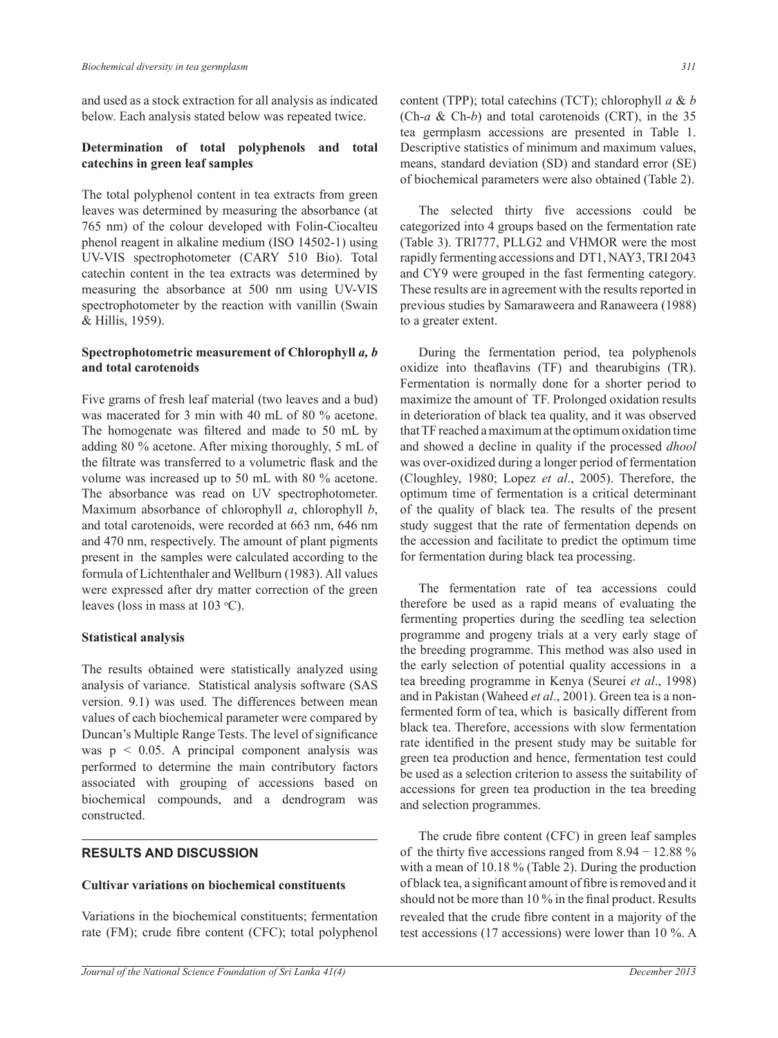and used as a stock extraction for all analysis as indicated below. Each analysis stated below was repeated twice.

### Determination of total polyphenols and total catechins in green leaf samples

The total polyphenol content in tea extracts from green leaves was determined by measuring the absorbance (at 765 nm) of the colour developed with Folin-Ciocalteu phenol reagent in alkaline medium (ISO 14502-1) using UV-VIS spectrophotometer (CARY 510 Bio). Total catechin content in the tea extracts was determined by measuring the absorbance at 500 nm using UV-VIS spectrophotometer by the reaction with vanillin (Swain & Hillis, 1959).

### Spectrophotometric measurement of Chlorophyll *a, b* and total carotenoids

Five grams of fresh leaf material (two leaves and a bud) was macerated for 3 min with 40 mL of 80 % acetone. The homogenate was filtered and made to 50 mL by adding 80 % acetone. After mixing thoroughly, 5 mL of the filtrate was transferred to a volumetric flask and the volume was increased up to 50 mL with 80 % acetone. The absorbance was read on UV spectrophotometer. Maximum absorbance of chlorophyll *a*, chlorophyll *b*, and total carotenoids, were recorded at 663 nm, 646 nm and 470 nm, respectively. The amount of plant pigments present in the samples were calculated according to the formula of Lichtenthaler and Wellburn (1983). All values were expressed after dry matter correction of the green leaves (loss in mass at 103 °C).

### Statistical analysis

The results obtained were statistically analyzed using analysis of variance. Statistical analysis software (SAS version. 9.1) was used. The differences between mean values of each biochemical parameter were compared by Duncan's Multiple Range Tests. The level of significance was $p < 0.05$. A principal component analysis was performed to determine the main contributory factors associated with grouping of accessions based on biochemical compounds, and a dendrogram was constructed.

## RESULTS AND DISCUSSION

### Cultivar variations on biochemical constituents

Variations in the biochemical constituents; fermentation rate (FM); crude fibre content (CFC); total polyphenol content (TPP); total catechins (TCT); chlorophyll *a* & *b* (Ch-*a* & Ch-*b*) and total carotenoids (CRT), in the 35 tea germplasm accessions are presented in Table 1. Descriptive statistics of minimum and maximum values, means, standard deviation (SD) and standard error (SE) of biochemical parameters were also obtained (Table 2).

The selected thirty five accessions could be categorized into 4 groups based on the fermentation rate (Table 3). TRI777, PLLG2 and VHMOR were the most rapidly fermenting accessions and DT1, NAY3, TRI 2043 and CY9 were grouped in the fast fermenting category. These results are in agreement with the results reported in previous studies by Samaraweera and Ranaweera (1988) to a greater extent.

During the fermentation period, tea polyphenols oxidize into theaflavins (TF) and thearubigins (TR). Fermentation is normally done for a shorter period to maximize the amount of TF. Prolonged oxidation results in deterioration of black tea quality, and it was observed that TF reached a maximum at the optimum oxidation time and showed a decline in quality if the processed *dhool* was over-oxidized during a longer period of fermentation (Cloughley, 1980; Lopez *et al*., 2005). Therefore, the optimum time of fermentation is a critical determinant of the quality of black tea. The results of the present study suggest that the rate of fermentation depends on the accession and facilitate to predict the optimum time for fermentation during black tea processing.

The fermentation rate of tea accessions could therefore be used as a rapid means of evaluating the fermenting properties during the seedling tea selection programme and progeny trials at a very early stage of the breeding programme. This method was also used in the early selection of potential quality accessions in a tea breeding programme in Kenya (Seurei *et al*., 1998) and in Pakistan (Waheed *et al*., 2001). Green tea is a non-fermented form of tea, which is basically different from black tea. Therefore, accessions with slow fermentation rate identified in the present study may be suitable for green tea production and hence, fermentation test could be used as a selection criterion to assess the suitability of accessions for green tea production in the tea breeding and selection programmes.

The crude fibre content (CFC) in green leaf samples of the thirty five accessions ranged from 8.94 − 12.88 % with a mean of 10.18 % (Table 2). During the production of black tea, a significant amount of fibre is removed and it should not be more than 10 % in the final product. Results revealed that the crude fibre content in a majority of the test accessions (17 accessions) were lower than 10 %. A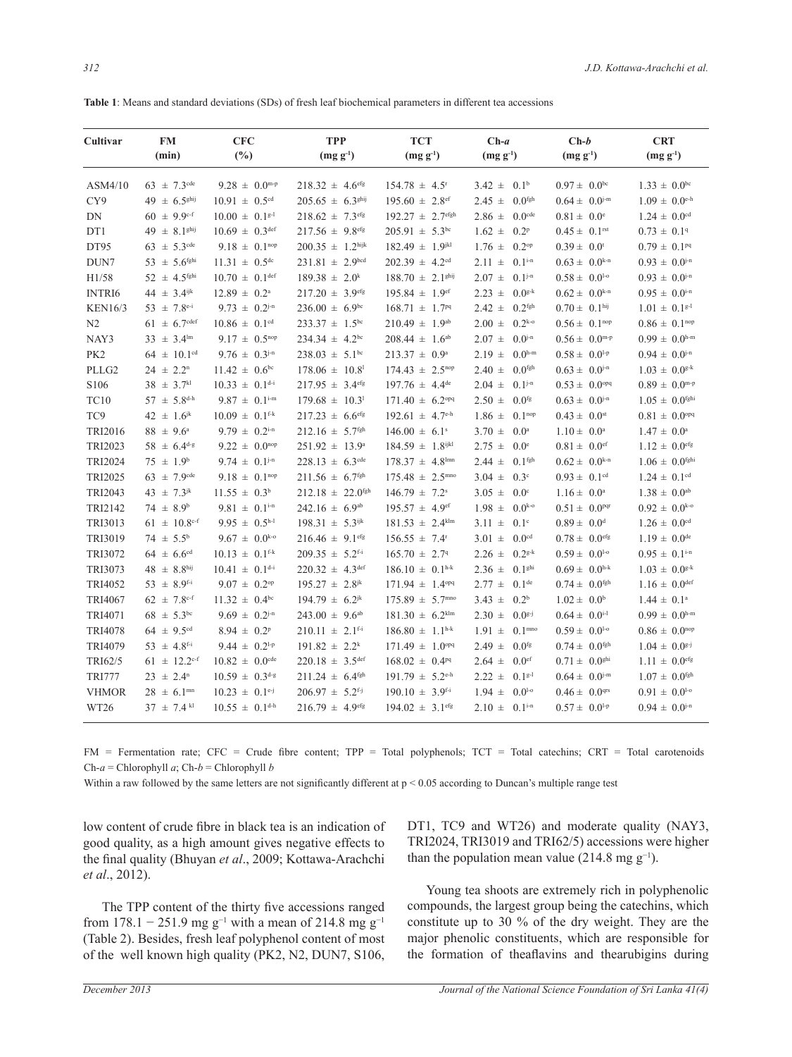**Table 1**: Means and standard deviations (SDs) of fresh leaf biochemical parameters in different tea accessions

| Cultivar | FM (min) | CFC (%) | TPP ($mg\ g^{-1}$) | TCT ($mg\ g^{-1}$) | Ch-*a* ($mg\ g^{-1}$) | Ch-*b* ($mg\ g^{-1}$) | CRT ($mg\ g^{-1}$) |
|---|---|---|---|---|---|---|---|
| ASM4/10 | $63 \pm 7.3^{cde}$ | $9.28 \pm 0.0^{m\text{-}p}$ | $218.32 \pm 4.6^{efg}$ | $154.78 \pm 4.5^{r}$ | $3.42 \pm 0.1^{b}$ | $0.97 \pm 0.0^{bc}$ | $1.33 \pm 0.0^{bc}$ |
| CY9 | $49 \pm 6.5^{ghij}$ | $10.91 \pm 0.5^{cd}$ | $205.65 \pm 6.3^{ghij}$ | $195.60 \pm 2.8^{ef}$ | $2.45 \pm 0.0^{fgh}$ | $0.64 \pm 0.0^{j\text{-}m}$ | $1.09 \pm 0.0^{e\text{-}h}$ |
| DN | $60 \pm 9.9^{c\text{-}f}$ | $10.00 \pm 0.1^{g\text{-}l}$ | $218.62 \pm 7.3^{efg}$ | $192.27 \pm 2.7^{efgh}$ | $2.86 \pm 0.0^{cde}$ | $0.81 \pm 0.0^{e}$ | $1.24 \pm 0.0^{cd}$ |
| DT1 | $49 \pm 8.1^{ghij}$ | $10.69 \pm 0.3^{def}$ | $217.56 \pm 9.8^{efg}$ | $205.91 \pm 5.3^{bc}$ | $1.62 \pm 0.2^{p}$ | $0.45 \pm 0.1^{rst}$ | $0.73 \pm 0.1^{q}$ |
| DT95 | $63 \pm 5.3^{cde}$ | $9.18 \pm 0.1^{nop}$ | $200.35 \pm 1.2^{hijk}$ | $182.49 \pm 1.9^{jkl}$ | $1.76 \pm 0.2^{op}$ | $0.39 \pm 0.0^{t}$ | $0.79 \pm 0.1^{pq}$ |
| DUN7 | $53 \pm 5.6^{fghi}$ | $11.31 \pm 0.5^{dc}$ | $231.81 \pm 2.9^{bcd}$ | $202.39 \pm 4.2^{cd}$ | $2.11 \pm 0.1^{i\text{-}n}$ | $0.63 \pm 0.0^{k\text{-}n}$ | $0.93 \pm 0.0^{j\text{-}n}$ |
| H1/58 | $52 \pm 4.5^{fghi}$ | $10.70 \pm 0.1^{def}$ | $189.38 \pm 2.0^{k}$ | $188.70 \pm 2.1^{ghij}$ | $2.07 \pm 0.1^{j\text{-}n}$ | $0.58 \pm 0.0^{l\text{-}o}$ | $0.93 \pm 0.0^{j\text{-}n}$ |
| INTRI6 | $44 \pm 3.4^{ijk}$ | $12.89 \pm 0.2^{a}$ | $217.20 \pm 3.9^{efg}$ | $195.84 \pm 1.9^{ef}$ | $2.23 \pm 0.0^{g\text{-}k}$ | $0.62 \pm 0.0^{k\text{-}n}$ | $0.95 \pm 0.0^{i\text{-}n}$ |
| KEN16/3 | $53 \pm 7.8^{e\text{-}i}$ | $9.73 \pm 0.2^{j\text{-}n}$ | $236.00 \pm 6.9^{bc}$ | $168.71 \pm 1.7^{pq}$ | $2.42 \pm 0.2^{fgh}$ | $0.70 \pm 0.1^{hij}$ | $1.01 \pm 0.1^{g\text{-}l}$ |
| N2 | $61 \pm 6.7^{cdef}$ | $10.86 \pm 0.1^{cd}$ | $233.37 \pm 1.5^{bc}$ | $210.49 \pm 1.9^{ab}$ | $2.00 \pm 0.2^{k\text{-}o}$ | $0.56 \pm 0.1^{nop}$ | $0.86 \pm 0.1^{nop}$ |
| NAY3 | $33 \pm 3.4^{lm}$ | $9.17 \pm 0.5^{nop}$ | $234.34 \pm 4.2^{bc}$ | $208.44 \pm 1.6^{ab}$ | $2.07 \pm 0.0^{j\text{-}n}$ | $0.56 \pm 0.0^{m\text{-}p}$ | $0.99 \pm 0.0^{h\text{-}m}$ |
| PK2 | $64 \pm 10.1^{cd}$ | $9.76 \pm 0.3^{j\text{-}n}$ | $238.03 \pm 5.1^{bc}$ | $213.37 \pm 0.9^{a}$ | $2.19 \pm 0.0^{h\text{-}m}$ | $0.58 \pm 0.0^{l\text{-}p}$ | $0.94 \pm 0.0^{j\text{-}n}$ |
| PLLG2 | $24 \pm 2.2^{n}$ | $11.42 \pm 0.6^{bc}$ | $178.06 \pm 10.8^{l}$ | $174.43 \pm 2.5^{nop}$ | $2.40 \pm 0.0^{fgh}$ | $0.63 \pm 0.0^{j\text{-}n}$ | $1.03 \pm 0.0^{g\text{-}k}$ |
| S106 | $38 \pm 3.7^{kl}$ | $10.33 \pm 0.1^{d\text{-}i}$ | $217.95 \pm 3.4^{efg}$ | $197.76 \pm 4.4^{de}$ | $2.04 \pm 0.1^{j\text{-}n}$ | $0.53 \pm 0.0^{opq}$ | $0.89 \pm 0.0^{m\text{-}p}$ |
| TC10 | $57 \pm 5.8^{d\text{-}h}$ | $9.87 \pm 0.1^{i\text{-}m}$ | $179.68 \pm 10.3^{l}$ | $171.40 \pm 6.2^{opq}$ | $2.50 \pm 0.0^{fg}$ | $0.63 \pm 0.0^{j\text{-}n}$ | $1.05 \pm 0.0^{fghi}$ |
| TC9 | $42 \pm 1.6^{jk}$ | $10.09 \pm 0.1^{f\text{-}k}$ | $217.23 \pm 6.6^{efg}$ | $192.61 \pm 4.7^{e\text{-}h}$ | $1.86 \pm 0.1^{nop}$ | $0.43 \pm 0.0^{st}$ | $0.81 \pm 0.0^{opq}$ |
| TRI2016 | $88 \pm 9.6^{a}$ | $9.79 \pm 0.2^{i\text{-}n}$ | $212.16 \pm 5.7^{fgh}$ | $146.00 \pm 6.1^{s}$ | $3.70 \pm 0.0^{a}$ | $1.10 \pm 0.0^{a}$ | $1.47 \pm 0.0^{a}$ |
| TRI2023 | $58 \pm 6.4^{d\text{-}g}$ | $9.22 \pm 0.0^{nop}$ | $251.92 \pm 13.9^{a}$ | $184.59 \pm 1.8^{ijkl}$ | $2.75 \pm 0.0^{e}$ | $0.81 \pm 0.0^{ef}$ | $1.12 \pm 0.0^{efg}$ |
| TRI2024 | $75 \pm 1.9^{b}$ | $9.74 \pm 0.1^{j\text{-}n}$ | $228.13 \pm 6.3^{cde}$ | $178.37 \pm 4.8^{lmn}$ | $2.44 \pm 0.1^{fgh}$ | $0.62 \pm 0.0^{k\text{-}n}$ | $1.06 \pm 0.0^{fghi}$ |
| TRI2025 | $63 \pm 7.9^{cde}$ | $9.18 \pm 0.1^{nop}$ | $211.56 \pm 6.7^{fgh}$ | $175.48 \pm 2.5^{mno}$ | $3.04 \pm 0.3^{c}$ | $0.93 \pm 0.1^{cd}$ | $1.24 \pm 0.1^{cd}$ |
| TRI2043 | $43 \pm 7.3^{jk}$ | $11.55 \pm 0.3^{b}$ | $212.18 \pm 22.0^{fgh}$ | $146.79 \pm 7.2^{s}$ | $3.05 \pm 0.0^{c}$ | $1.16 \pm 0.0^{a}$ | $1.38 \pm 0.0^{ab}$ |
| TRI2142 | $74 \pm 8.9^{b}$ | $9.81 \pm 0.1^{i\text{-}n}$ | $242.16 \pm 6.9^{ab}$ | $195.57 \pm 4.9^{ef}$ | $1.98 \pm 0.0^{k\text{-}o}$ | $0.51 \pm 0.0^{pqr}$ | $0.92 \pm 0.0^{k\text{-}o}$ |
| TRI3013 | $61 \pm 10.8^{c\text{-}f}$ | $9.95 \pm 0.5^{h\text{-}l}$ | $198.31 \pm 5.3^{ijk}$ | $181.53 \pm 2.4^{klm}$ | $3.11 \pm 0.1^{c}$ | $0.89 \pm 0.0^{d}$ | $1.26 \pm 0.0^{cd}$ |
| TRI3019 | $74 \pm 5.5^{b}$ | $9.67 \pm 0.0^{k\text{-}o}$ | $216.46 \pm 9.1^{efg}$ | $156.55 \pm 7.4^{r}$ | $3.01 \pm 0.0^{cd}$ | $0.78 \pm 0.0^{efg}$ | $1.19 \pm 0.0^{de}$ |
| TRI3072 | $64 \pm 6.6^{cd}$ | $10.13 \pm 0.1^{f\text{-}k}$ | $209.35 \pm 5.2^{f\text{-}i}$ | $165.70 \pm 2.7^{q}$ | $2.26 \pm 0.2^{g\text{-}k}$ | $0.59 \pm 0.0^{l\text{-}o}$ | $0.95 \pm 0.1^{i\text{-}n}$ |
| TRI3073 | $48 \pm 8.8^{hij}$ | $10.41 \pm 0.1^{d\text{-}i}$ | $220.32 \pm 4.3^{def}$ | $186.10 \pm 0.1^{h\text{-}k}$ | $2.36 \pm 0.1^{ghi}$ | $0.69 \pm 0.0^{h\text{-}k}$ | $1.03 \pm 0.0^{g\text{-}k}$ |
| TRI4052 | $53 \pm 8.9^{f\text{-}i}$ | $9.07 \pm 0.2^{op}$ | $195.27 \pm 2.8^{jk}$ | $171.94 \pm 1.4^{opq}$ | $2.77 \pm 0.1^{de}$ | $0.74 \pm 0.0^{fgh}$ | $1.16 \pm 0.0^{def}$ |
| TRI4067 | $62 \pm 7.8^{c\text{-}f}$ | $11.32 \pm 0.4^{bc}$ | $194.79 \pm 6.2^{jk}$ | $175.89 \pm 5.7^{mno}$ | $3.43 \pm 0.2^{b}$ | $1.02 \pm 0.0^{b}$ | $1.44 \pm 0.1^{a}$ |
| TRI4071 | $68 \pm 5.3^{bc}$ | $9.69 \pm 0.2^{j\text{-}n}$ | $243.00 \pm 9.6^{ab}$ | $181.30 \pm 6.2^{klm}$ | $2.30 \pm 0.0^{g\text{-}j}$ | $0.64 \pm 0.0^{i\text{-}l}$ | $0.99 \pm 0.0^{h\text{-}m}$ |
| TRI4078 | $64 \pm 9.5^{cd}$ | $8.94 \pm 0.2^{p}$ | $210.11 \pm 2.1^{f\text{-}i}$ | $186.80 \pm 1.1^{h\text{-}k}$ | $1.91 \pm 0.1^{mno}$ | $0.59 \pm 0.0^{l\text{-}o}$ | $0.86 \pm 0.0^{nop}$ |
| TRI4079 | $53 \pm 4.8^{f\text{-}i}$ | $9.44 \pm 0.2^{l\text{-}p}$ | $191.82 \pm 2.2^{k}$ | $171.49 \pm 1.0^{opq}$ | $2.49 \pm 0.0^{fg}$ | $0.74 \pm 0.0^{fgh}$ | $1.04 \pm 0.0^{g\text{-}j}$ |
| TRI62/5 | $61 \pm 12.2^{c\text{-}f}$ | $10.82 \pm 0.0^{cde}$ | $220.18 \pm 3.5^{def}$ | $168.02 \pm 0.4^{pq}$ | $2.64 \pm 0.0^{ef}$ | $0.71 \pm 0.0^{ghi}$ | $1.11 \pm 0.0^{efg}$ |
| TRI777 | $23 \pm 2.4^{n}$ | $10.59 \pm 0.3^{d\text{-}g}$ | $211.24 \pm 6.4^{fgh}$ | $191.97 \pm 5.2^{e\text{-}h}$ | $2.22 \pm 0.1^{g\text{-}l}$ | $0.64 \pm 0.0^{j\text{-}m}$ | $1.07 \pm 0.0^{fgh}$ |
| VHMOR | $28 \pm 6.1^{mn}$ | $10.23 \pm 0.1^{e\text{-}j}$ | $206.97 \pm 5.2^{f\text{-}j}$ | $190.10 \pm 3.9^{f\text{-}i}$ | $1.94 \pm 0.0^{l\text{-}o}$ | $0.46 \pm 0.0^{qrs}$ | $0.91 \pm 0.0^{l\text{-}o}$ |
| WT26 | $37 \pm 7.4^{kl}$ | $10.55 \pm 0.1^{d\text{-}h}$ | $216.79 \pm 4.9^{efg}$ | $194.02 \pm 3.1^{efg}$ | $2.10 \pm 0.1^{i\text{-}n}$ | $0.57 \pm 0.0^{l\text{-}p}$ | $0.94 \pm 0.0^{j\text{-}n}$ |

FM = Fermentation rate; CFC = Crude fibre content; TPP = Total polyphenols; TCT = Total catechins; CRT = Total carotenoids
Ch-*a* = Chlorophyll *a*; Ch-*b* = Chlorophyll *b*

Within a raw followed by the same letters are not significantly different at $p < 0.05$ according to Duncan's multiple range test

low content of crude fibre in black tea is an indication of good quality, as a high amount gives negative effects to the final quality (Bhuyan *et al*., 2009; Kottawa-Arachchi *et al*., 2012).

The TPP content of the thirty five accessions ranged from 178.1 − 251.9 $mg\ g^{-1}$ with a mean of 214.8 $mg\ g^{-1}$ (Table 2). Besides, fresh leaf polyphenol content of most of the well known high quality (PK2, N2, DUN7, S106, DT1, TC9 and WT26) and moderate quality (NAY3, TRI2024, TRI3019 and TRI62/5) accessions were higher than the population mean value (214.8 $mg\ g^{-1}$).

Young tea shoots are extremely rich in polyphenolic compounds, the largest group being the catechins, which constitute up to 30 % of the dry weight. They are the major phenolic constituents, which are responsible for the formation of theaflavins and thearubigins during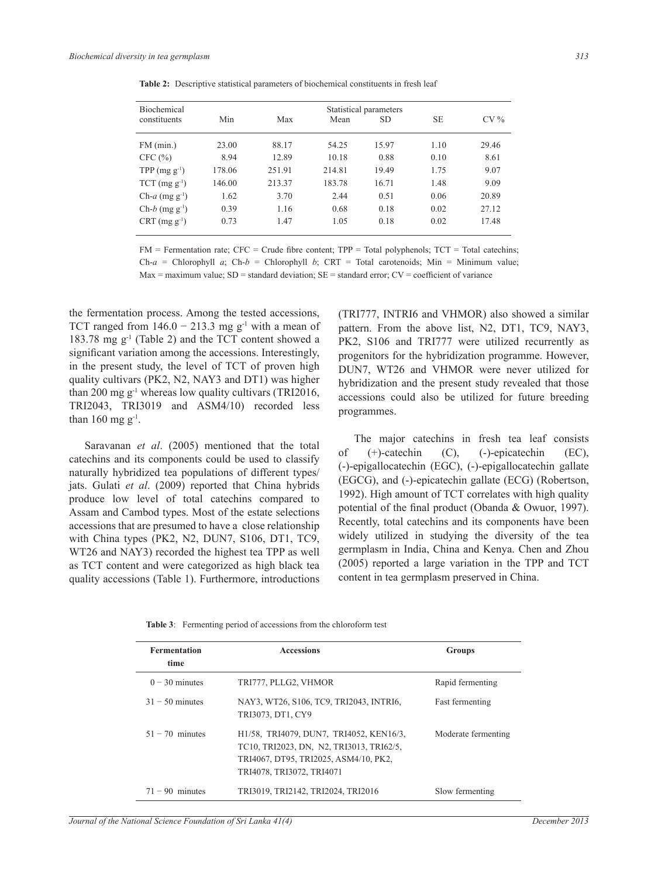**Table 2:** Descriptive statistical parameters of biochemical constituents in fresh leaf

| Biochemical constituents | Min | Max | Mean | SD | SE | CV % |
|---|---|---|---|---|---|---|
| FM (min.) | 23.00 | 88.17 | 54.25 | 15.97 | 1.10 | 29.46 |
| CFC (%) | 8.94 | 12.89 | 10.18 | 0.88 | 0.10 | 8.61 |
| TPP (mg $g^{-1}$) | 178.06 | 251.91 | 214.81 | 19.49 | 1.75 | 9.07 |
| TCT (mg $g^{-1}$) | 146.00 | 213.37 | 183.78 | 16.71 | 1.48 | 9.09 |
| Ch-*a* (mg $g^{-1}$) | 1.62 | 3.70 | 2.44 | 0.51 | 0.06 | 20.89 |
| Ch-*b* (mg $g^{-1}$) | 0.39 | 1.16 | 0.68 | 0.18 | 0.02 | 27.12 |
| CRT (mg $g^{-1}$) | 0.73 | 1.47 | 1.05 | 0.18 | 0.02 | 17.48 |

FM = Fermentation rate; CFC = Crude fibre content; TPP = Total polyphenols; TCT = Total catechins; Ch-*a* = Chlorophyll *a*; Ch-*b* = Chlorophyll *b*; CRT = Total carotenoids; Min = Minimum value; Max = maximum value; SD = standard deviation; SE = standard error; CV = coefficient of variance

the fermentation process. Among the tested accessions, TCT ranged from 146.0 − 213.3 mg $g^{-1}$ with a mean of 183.78 mg $g^{-1}$ (Table 2) and the TCT content showed a significant variation among the accessions. Interestingly, in the present study, the level of TCT of proven high quality cultivars (PK2, N2, NAY3 and DT1) was higher than 200 mg $g^{-1}$ whereas low quality cultivars (TRI2016, TRI2043, TRI3019 and ASM4/10) recorded less than 160 mg $g^{-1}$.

Saravanan *et al*. (2005) mentioned that the total catechins and its components could be used to classify naturally hybridized tea populations of different types/jats. Gulati *et al*. (2009) reported that China hybrids produce low level of total catechins compared to Assam and Cambod types. Most of the estate selections accessions that are presumed to have a close relationship with China types (PK2, N2, DUN7, S106, DT1, TC9, WT26 and NAY3) recorded the highest tea TPP as well as TCT content and were categorized as high black tea quality accessions (Table 1). Furthermore, introductions (TRI777, INTRI6 and VHMOR) also showed a similar pattern. From the above list, N2, DT1, TC9, NAY3, PK2, S106 and TRI777 were utilized recurrently as progenitors for the hybridization programme. However, DUN7, WT26 and VHMOR were never utilized for hybridization and the present study revealed that those accessions could also be utilized for future breeding programmes.

The major catechins in fresh tea leaf consists of (+)-catechin (C), (-)-epicatechin (EC), (-)-epigallocatechin (EGC), (-)-epigallocatechin gallate (EGCG), and (-)-epicatechin gallate (ECG) (Robertson, 1992). High amount of TCT correlates with high quality potential of the final product (Obanda & Owuor, 1997). Recently, total catechins and its components have been widely utilized in studying the diversity of the tea germplasm in India, China and Kenya. Chen and Zhou (2005) reported a large variation in the TPP and TCT content in tea germplasm preserved in China.

**Table 3**: Fermenting period of accessions from the chloroform test

| Fermentation time | Accessions | Groups |
|---|---|---|
| 0 − 30 minutes | TRI777, PLLG2, VHMOR | Rapid fermenting |
| 31 − 50 minutes | NAY3, WT26, S106, TC9, TRI2043, INTRI6, TRI3073, DT1, CY9 | Fast fermenting |
| 51 − 70 minutes | H1/58, TRI4079, DUN7, TRI4052, KEN16/3, TC10, TRI2023, DN, N2, TRI3013, TRI62/5, TRI4067, DT95, TRI2025, ASM4/10, PK2, TRI4078, TRI3072, TRI4071 | Moderate fermenting |
| 71 − 90 minutes | TRI3019, TRI2142, TRI2024, TRI2016 | Slow fermenting |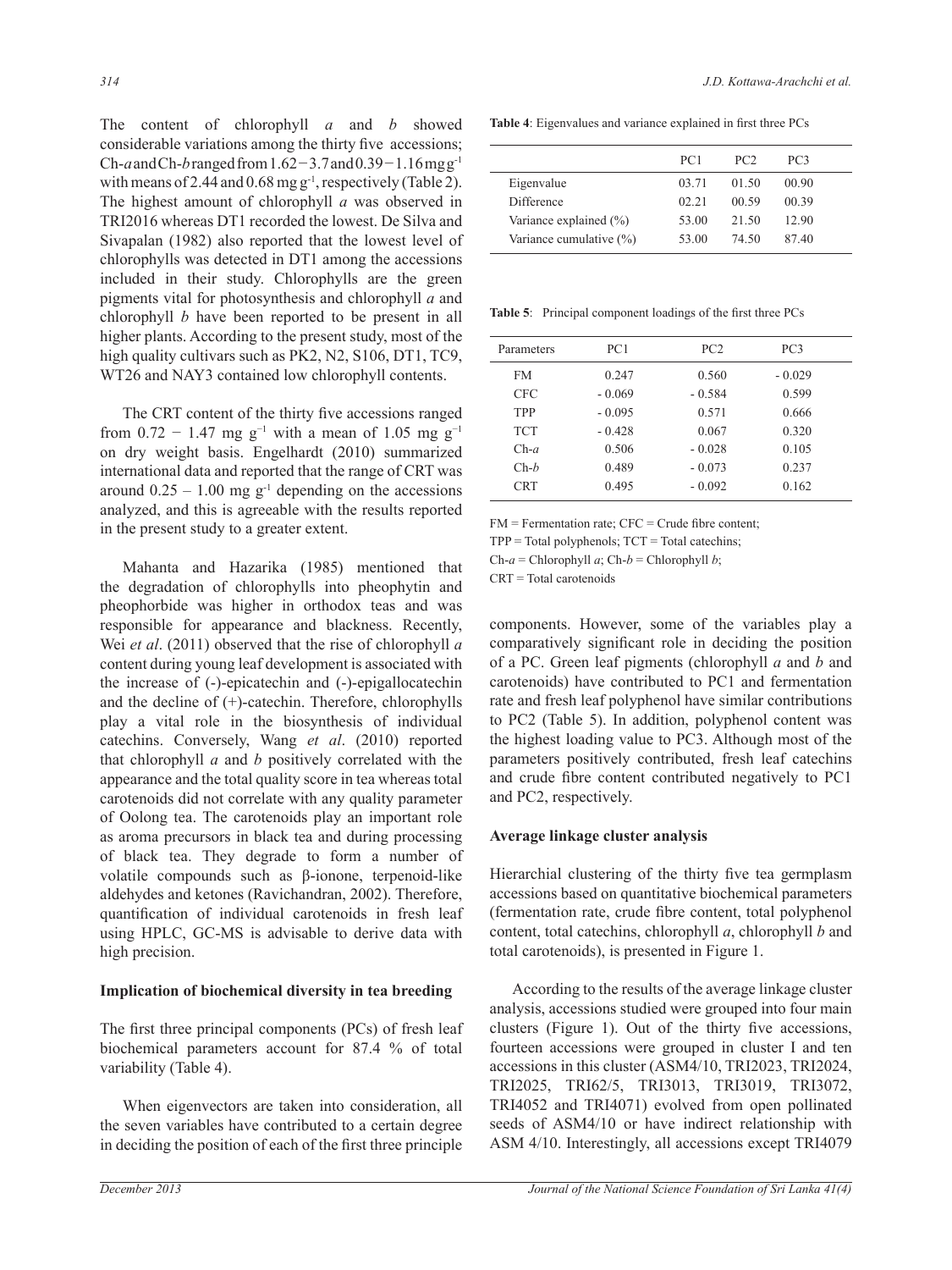The content of chlorophyll *a* and *b* showed considerable variations among the thirty five accessions; Ch-*a* and Ch-*b* ranged from 1.62 − 3.7 and 0.39 − 1.16 mg $g^{-1}$ with means of 2.44 and 0.68 mg $g^{-1}$, respectively (Table 2). The highest amount of chlorophyll *a* was observed in TRI2016 whereas DT1 recorded the lowest. De Silva and Sivapalan (1982) also reported that the lowest level of chlorophylls was detected in DT1 among the accessions included in their study. Chlorophylls are the green pigments vital for photosynthesis and chlorophyll *a* and chlorophyll *b* have been reported to be present in all higher plants. According to the present study, most of the high quality cultivars such as PK2, N2, S106, DT1, TC9, WT26 and NAY3 contained low chlorophyll contents.

The CRT content of the thirty five accessions ranged from 0.72 − 1.47 mg $g^{-1}$ with a mean of 1.05 mg $g^{-1}$ on dry weight basis. Engelhardt (2010) summarized international data and reported that the range of CRT was around 0.25 – 1.00 mg $g^{-1}$ depending on the accessions analyzed, and this is agreeable with the results reported in the present study to a greater extent.

Mahanta and Hazarika (1985) mentioned that the degradation of chlorophylls into pheophytin and pheophorbide was higher in orthodox teas and was responsible for appearance and blackness. Recently, Wei *et al*. (2011) observed that the rise of chlorophyll *a* content during young leaf development is associated with the increase of (-)-epicatechin and (-)-epigallocatechin and the decline of (+)-catechin. Therefore, chlorophylls play a vital role in the biosynthesis of individual catechins. Conversely, Wang *et al*. (2010) reported that chlorophyll *a* and *b* positively correlated with the appearance and the total quality score in tea whereas total carotenoids did not correlate with any quality parameter of Oolong tea. The carotenoids play an important role as aroma precursors in black tea and during processing of black tea. They degrade to form a number of volatile compounds such as β-ionone, terpenoid-like aldehydes and ketones (Ravichandran, 2002). Therefore, quantification of individual carotenoids in fresh leaf using HPLC, GC-MS is advisable to derive data with high precision.

### Implication of biochemical diversity in tea breeding

The first three principal components (PCs) of fresh leaf biochemical parameters account for 87.4 % of total variability (Table 4).

When eigenvectors are taken into consideration, all the seven variables have contributed to a certain degree in deciding the position of each of the first three principle components. However, some of the variables play a comparatively significant role in deciding the position of a PC. Green leaf pigments (chlorophyll *a* and *b* and carotenoids) have contributed to PC1 and fermentation rate and fresh leaf polyphenol have similar contributions to PC2 (Table 5). In addition, polyphenol content was the highest loading value to PC3. Although most of the parameters positively contributed, fresh leaf catechins and crude fibre content contributed negatively to PC1 and PC2, respectively.

**Table 4**: Eigenvalues and variance explained in first three PCs

| | PC1 | PC2 | PC3 |
|---|---|---|---|
| Eigenvalue | 03.71 | 01.50 | 00.90 |
| Difference | 02.21 | 00.59 | 00.39 |
| Variance explained (%) | 53.00 | 21.50 | 12.90 |
| Variance cumulative (%) | 53.00 | 74.50 | 87.40 |

**Table 5**: Principal component loadings of the first three PCs

| Parameters | PC1 | PC2 | PC3 |
|---|---|---|---|
| FM | 0.247 | 0.560 | - 0.029 |
| CFC | - 0.069 | - 0.584 | 0.599 |
| TPP | - 0.095 | 0.571 | 0.666 |
| TCT | - 0.428 | 0.067 | 0.320 |
| Ch-*a* | 0.506 | - 0.028 | 0.105 |
| Ch-*b* | 0.489 | - 0.073 | 0.237 |
| CRT | 0.495 | - 0.092 | 0.162 |

FM = Fermentation rate; CFC = Crude fibre content; TPP = Total polyphenols; TCT = Total catechins; Ch-*a* = Chlorophyll *a*; Ch-*b* = Chlorophyll *b*; CRT = Total carotenoids

### Average linkage cluster analysis

Hierarchial clustering of the thirty five tea germplasm accessions based on quantitative biochemical parameters (fermentation rate, crude fibre content, total polyphenol content, total catechins, chlorophyll *a*, chlorophyll *b* and total carotenoids), is presented in Figure 1.

According to the results of the average linkage cluster analysis, accessions studied were grouped into four main clusters (Figure 1). Out of the thirty five accessions, fourteen accessions were grouped in cluster I and ten accessions in this cluster (ASM4/10, TRI2023, TRI2024, TRI2025, TRI62/5, TRI3013, TRI3019, TRI3072, TRI4052 and TRI4071) evolved from open pollinated seeds of ASM4/10 or have indirect relationship with ASM 4/10. Interestingly, all accessions except TRI4079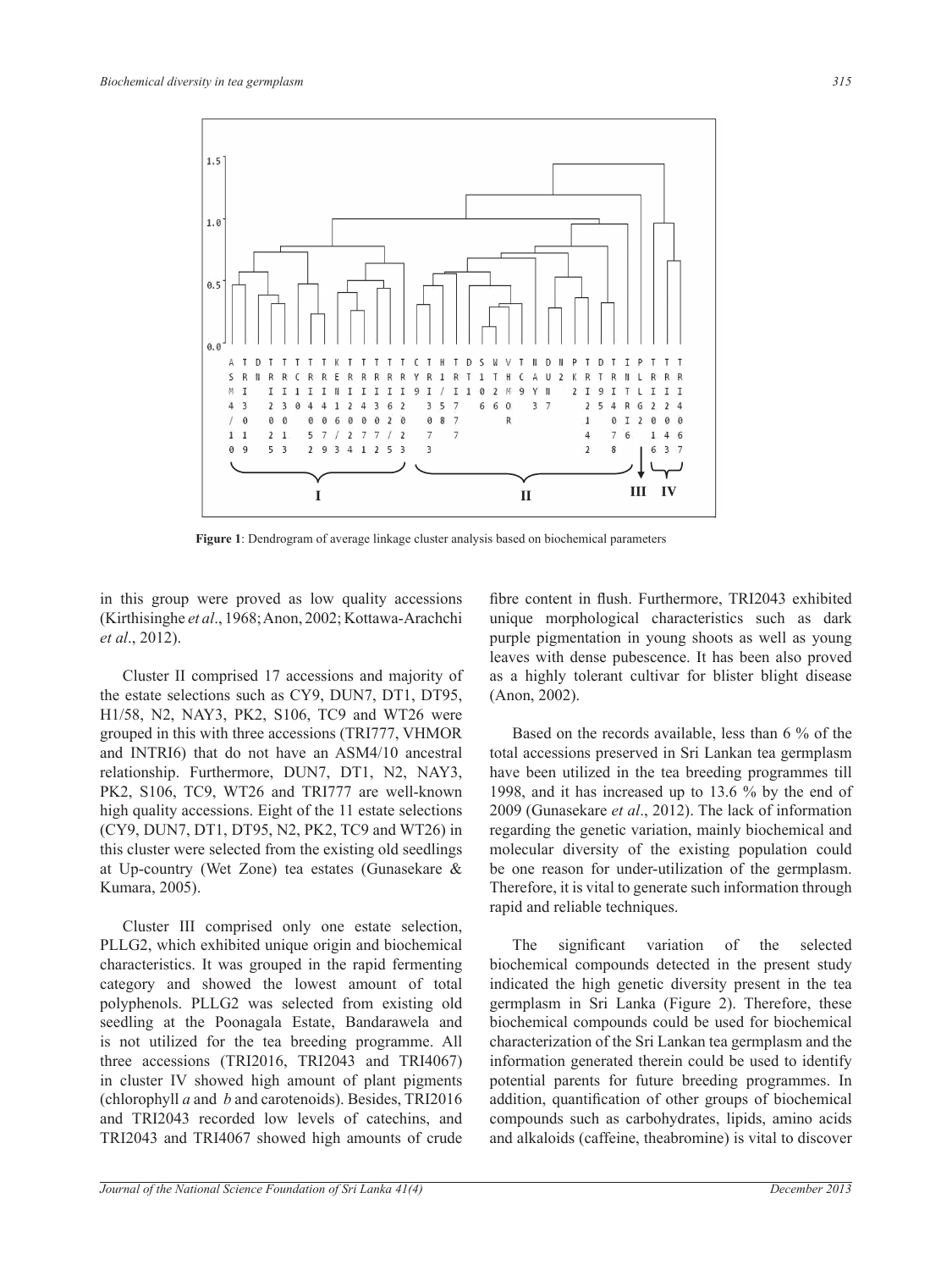**Figure 1**: Dendrogram of average linkage cluster analysis based on biochemical parameters

in this group were proved as low quality accessions (Kirthisinghe *et al*., 1968; Anon, 2002; Kottawa-Arachchi *et al*., 2012).

Cluster II comprised 17 accessions and majority of the estate selections such as CY9, DUN7, DT1, DT95, H1/58, N2, NAY3, PK2, S106, TC9 and WT26 were grouped in this with three accessions (TRI777, VHMOR and INTRI6) that do not have an ASM4/10 ancestral relationship. Furthermore, DUN7, DT1, N2, NAY3, PK2, S106, TC9, WT26 and TRI777 are well-known high quality accessions. Eight of the 11 estate selections (CY9, DUN7, DT1, DT95, N2, PK2, TC9 and WT26) in this cluster were selected from the existing old seedlings at Up-country (Wet Zone) tea estates (Gunasekare & Kumara, 2005).

Cluster III comprised only one estate selection, PLLG2, which exhibited unique origin and biochemical characteristics. It was grouped in the rapid fermenting category and showed the lowest amount of total polyphenols. PLLG2 was selected from existing old seedling at the Poonagala Estate, Bandarawela and is not utilized for the tea breeding programme. All three accessions (TRI2016, TRI2043 and TRI4067) in cluster IV showed high amount of plant pigments (chlorophyll *a* and *b* and carotenoids). Besides, TRI2016 and TRI2043 recorded low levels of catechins, and TRI2043 and TRI4067 showed high amounts of crude fibre content in flush. Furthermore, TRI2043 exhibited unique morphological characteristics such as dark purple pigmentation in young shoots as well as young leaves with dense pubescence. It has been also proved as a highly tolerant cultivar for blister blight disease (Anon, 2002).

Based on the records available, less than 6 % of the total accessions preserved in Sri Lankan tea germplasm have been utilized in the tea breeding programmes till 1998, and it has increased up to 13.6 % by the end of 2009 (Gunasekare *et al*., 2012). The lack of information regarding the genetic variation, mainly biochemical and molecular diversity of the existing population could be one reason for under-utilization of the germplasm. Therefore, it is vital to generate such information through rapid and reliable techniques.

The significant variation of the selected biochemical compounds detected in the present study indicated the high genetic diversity present in the tea germplasm in Sri Lanka (Figure 2). Therefore, these biochemical compounds could be used for biochemical characterization of the Sri Lankan tea germplasm and the information generated therein could be used to identify potential parents for future breeding programmes. In addition, quantification of other groups of biochemical compounds such as carbohydrates, lipids, amino acids and alkaloids (caffeine, theabromine) is vital to discover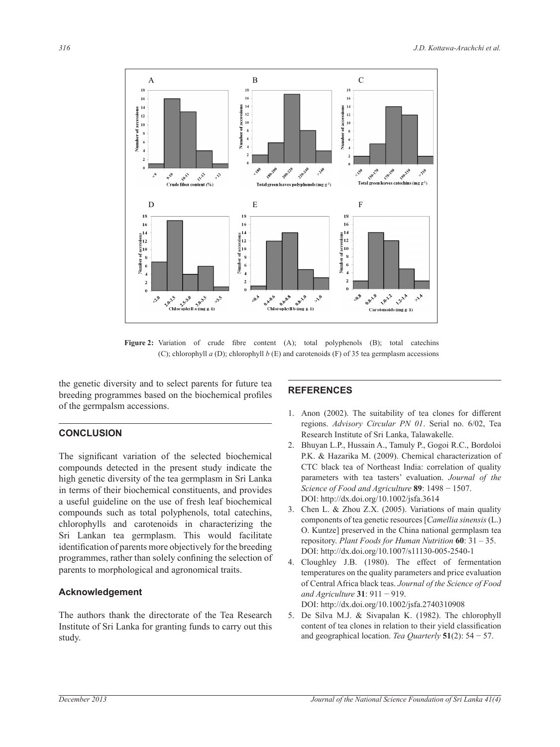**Figure 2:** Variation of crude fibre content (A); total polyphenols (B); total catechins (C); chlorophyll *a* (D); chlorophyll *b* (E) and carotenoids (F) of 35 tea germplasm accessions

the genetic diversity and to select parents for future tea breeding programmes based on the biochemical profiles of the germpalsm accessions.

## CONCLUSION

The significant variation of the selected biochemical compounds detected in the present study indicate the high genetic diversity of the tea germplasm in Sri Lanka in terms of their biochemical constituents, and provides a useful guideline on the use of fresh leaf biochemical compounds such as total polyphenols, total catechins, chlorophylls and carotenoids in characterizing the Sri Lankan tea germplasm. This would facilitate identification of parents more objectively for the breeding programmes, rather than solely confining the selection of parents to morphological and agronomical traits.

### Acknowledgement

The authors thank the directorate of the Tea Research Institute of Sri Lanka for granting funds to carry out this study.

## REFERENCES

1. Anon (2002). The suitability of tea clones for different regions. *Advisory Circular PN 01*. Serial no. 6/02, Tea Research Institute of Sri Lanka, Talawakelle.
2. Bhuyan L.P., Hussain A., Tamuly P., Gogoi R.C., Bordoloi P.K. & Hazarika M. (2009). Chemical characterization of CTC black tea of Northeast India: correlation of quality parameters with tea tasters' evaluation. *Journal of the Science of Food and Agriculture* **89**: 1498 − 1507. DOI: http://dx.doi.org/10.1002/jsfa.3614
3. Chen L. & Zhou Z.X. (2005). Variations of main quality components of tea genetic resources [*Camellia sinensis* (L.) O. Kuntze] preserved in the China national germplasm tea repository. *Plant Foods for Human Nutrition* **60**: 31 – 35. DOI: http://dx.doi.org/10.1007/s11130-005-2540-1
4. Cloughley J.B. (1980). The effect of fermentation temperatures on the quality parameters and price evaluation of Central Africa black teas. *Journal of the Science of Food and Agriculture* **31**: 911 − 919. DOI: http://dx.doi.org/10.1002/jsfa.2740310908
5. De Silva M.J. & Sivapalan K. (1982). The chlorophyll content of tea clones in relation to their yield classification and geographical location. *Tea Quarterly* **51**(2): 54 − 57.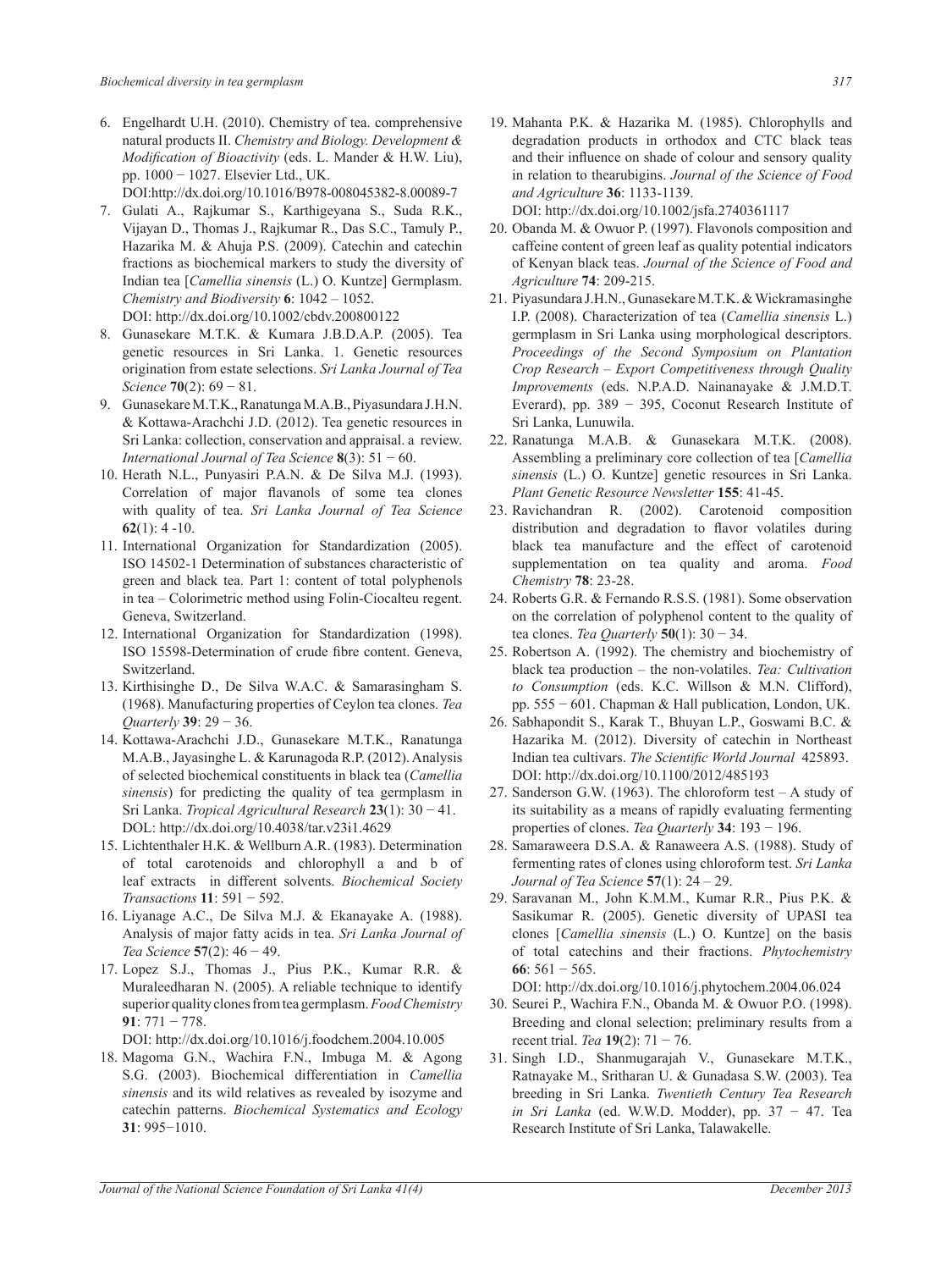6. Engelhardt U.H. (2010). Chemistry of tea. comprehensive natural products II. *Chemistry and Biology. Development & Modification of Bioactivity* (eds. L. Mander & H.W. Liu), pp. 1000 − 1027. Elsevier Ltd., UK. DOI:http://dx.doi.org/10.1016/B978-008045382-8.00089-7
7. Gulati A., Rajkumar S., Karthigeyana S., Suda R.K., Vijayan D., Thomas J., Rajkumar R., Das S.C., Tamuly P., Hazarika M. & Ahuja P.S. (2009). Catechin and catechin fractions as biochemical markers to study the diversity of Indian tea [*Camellia sinensis* (L.) O. Kuntze] Germplasm. *Chemistry and Biodiversity* **6**: 1042 – 1052. DOI: http://dx.doi.org/10.1002/cbdv.200800122
8. Gunasekare M.T.K. & Kumara J.B.D.A.P. (2005). Tea genetic resources in Sri Lanka. 1. Genetic resources origination from estate selections. *Sri Lanka Journal of Tea Science* **70**(2): 69 − 81.
9. Gunasekare M.T.K., Ranatunga M.A.B., Piyasundara J.H.N. & Kottawa-Arachchi J.D. (2012). Tea genetic resources in Sri Lanka: collection, conservation and appraisal. a review. *International Journal of Tea Science* **8**(3): 51 − 60.
10. Herath N.L., Punyasiri P.A.N. & De Silva M.J. (1993). Correlation of major flavanols of some tea clones with quality of tea. *Sri Lanka Journal of Tea Science* **62**(1): 4 -10.
11. International Organization for Standardization (2005). ISO 14502-1 Determination of substances characteristic of green and black tea. Part 1: content of total polyphenols in tea – Colorimetric method using Folin-Ciocalteu regent. Geneva, Switzerland.
12. International Organization for Standardization (1998). ISO 15598-Determination of crude fibre content. Geneva, Switzerland.
13. Kirthisinghe D., De Silva W.A.C. & Samarasingham S. (1968). Manufacturing properties of Ceylon tea clones. *Tea Quarterly* **39**: 29 − 36.
14. Kottawa-Arachchi J.D., Gunasekare M.T.K., Ranatunga M.A.B., Jayasinghe L. & Karunagoda R.P. (2012). Analysis of selected biochemical constituents in black tea (*Camellia sinensis*) for predicting the quality of tea germplasm in Sri Lanka. *Tropical Agricultural Research* **23**(1): 30 − 41. DOL: http://dx.doi.org/10.4038/tar.v23i1.4629
15. Lichtenthaler H.K. & Wellburn A.R. (1983). Determination of total carotenoids and chlorophyll a and b of leaf extracts in different solvents. *Biochemical Society Transactions* **11**: 591 − 592.
16. Liyanage A.C., De Silva M.J. & Ekanayake A. (1988). Analysis of major fatty acids in tea. *Sri Lanka Journal of Tea Science* **57**(2): 46 − 49.
17. Lopez S.J., Thomas J., Pius P.K., Kumar R.R. & Muraleedharan N. (2005). A reliable technique to identify superior quality clones from tea germplasm. *Food Chemistry* **91**: 771 − 778. DOI: http://dx.doi.org/10.1016/j.foodchem.2004.10.005
18. Magoma G.N., Wachira F.N., Imbuga M. & Agong S.G. (2003). Biochemical differentiation in *Camellia sinensis* and its wild relatives as revealed by isozyme and catechin patterns. *Biochemical Systematics and Ecology* **31**: 995−1010.
19. Mahanta P.K. & Hazarika M. (1985). Chlorophylls and degradation products in orthodox and CTC black teas and their influence on shade of colour and sensory quality in relation to thearubigins. *Journal of the Science of Food and Agriculture* **36**: 1133-1139. DOI: http://dx.doi.org/10.1002/jsfa.2740361117
20. Obanda M. & Owuor P. (1997). Flavonols composition and caffeine content of green leaf as quality potential indicators of Kenyan black teas. *Journal of the Science of Food and Agriculture* **74**: 209-215.
21. Piyasundara J.H.N., Gunasekare M.T.K. & Wickramasinghe I.P. (2008). Characterization of tea (*Camellia sinensis* L.) germplasm in Sri Lanka using morphological descriptors. *Proceedings of the Second Symposium on Plantation Crop Research – Export Competitiveness through Quality Improvements* (eds. N.P.A.D. Nainanayake & J.M.D.T. Everard), pp. 389 − 395, Coconut Research Institute of Sri Lanka, Lunuwila.
22. Ranatunga M.A.B. & Gunasekara M.T.K. (2008). Assembling a preliminary core collection of tea [*Camellia sinensis* (L.) O. Kuntze] genetic resources in Sri Lanka. *Plant Genetic Resource Newsletter* **155**: 41-45.
23. Ravichandran R. (2002). Carotenoid composition distribution and degradation to flavor volatiles during black tea manufacture and the effect of carotenoid supplementation on tea quality and aroma. *Food Chemistry* **78**: 23-28.
24. Roberts G.R. & Fernando R.S.S. (1981). Some observation on the correlation of polyphenol content to the quality of tea clones. *Tea Quarterly* **50**(1): 30 − 34.
25. Robertson A. (1992). The chemistry and biochemistry of black tea production – the non-volatiles. *Tea: Cultivation to Consumption* (eds. K.C. Willson & M.N. Clifford), pp. 555 − 601. Chapman & Hall publication, London, UK.
26. Sabhapondit S., Karak T., Bhuyan L.P., Goswami B.C. & Hazarika M. (2012). Diversity of catechin in Northeast Indian tea cultivars. *The Scientific World Journal* 425893. DOI: http://dx.doi.org/10.1100/2012/485193
27. Sanderson G.W. (1963). The chloroform test – A study of its suitability as a means of rapidly evaluating fermenting properties of clones. *Tea Quarterly* **34**: 193 − 196.
28. Samaraweera D.S.A. & Ranaweera A.S. (1988). Study of fermenting rates of clones using chloroform test. *Sri Lanka Journal of Tea Science* **57**(1): 24 – 29.
29. Saravanan M., John K.M.M., Kumar R.R., Pius P.K. & Sasikumar R. (2005). Genetic diversity of UPASI tea clones [*Camellia sinensis* (L.) O. Kuntze] on the basis of total catechins and their fractions. *Phytochemistry* **66**: 561 − 565. DOI: http://dx.doi.org/10.1016/j.phytochem.2004.06.024
30. Seurei P., Wachira F.N., Obanda M. & Owuor P.O. (1998). Breeding and clonal selection; preliminary results from a recent trial. *Tea* **19**(2): 71 − 76.
31. Singh I.D., Shanmugarajah V., Gunasekare M.T.K., Ratnayake M., Sritharan U. & Gunadasa S.W. (2003). Tea breeding in Sri Lanka. *Twentieth Century Tea Research in Sri Lanka* (ed. W.W.D. Modder), pp. 37 − 47. Tea Research Institute of Sri Lanka, Talawakelle.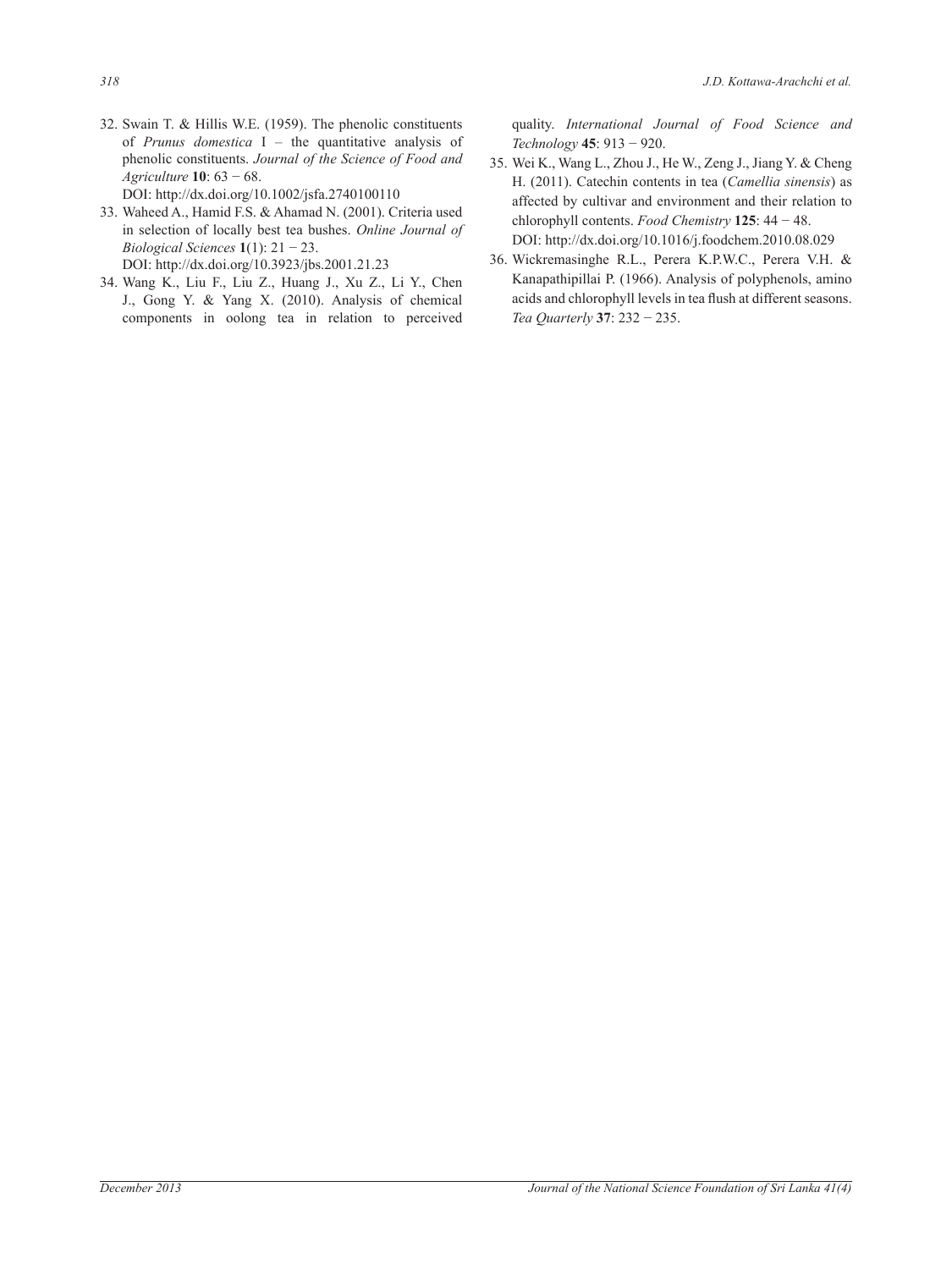32. Swain T. & Hillis W.E. (1959). The phenolic constituents of *Prunus domestica* I – the quantitative analysis of phenolic constituents. *Journal of the Science of Food and Agriculture* **10**: 63 − 68.
    DOI: http://dx.doi.org/10.1002/jsfa.2740100110
33. Waheed A., Hamid F.S. & Ahamad N. (2001). Criteria used in selection of locally best tea bushes. *Online Journal of Biological Sciences* **1**(1): 21 − 23.
    DOI: http://dx.doi.org/10.3923/jbs.2001.21.23
34. Wang K., Liu F., Liu Z., Huang J., Xu Z., Li Y., Chen J., Gong Y. & Yang X. (2010). Analysis of chemical components in oolong tea in relation to perceived quality. *International Journal of Food Science and Technology* **45**: 913 − 920.
35. Wei K., Wang L., Zhou J., He W., Zeng J., Jiang Y. & Cheng H. (2011). Catechin contents in tea (*Camellia sinensis*) as affected by cultivar and environment and their relation to chlorophyll contents. *Food Chemistry* **125**: 44 − 48.
    DOI: http://dx.doi.org/10.1016/j.foodchem.2010.08.029
36. Wickremasinghe R.L., Perera K.P.W.C., Perera V.H. & Kanapathipillai P. (1966). Analysis of polyphenols, amino acids and chlorophyll levels in tea flush at different seasons. *Tea Quarterly* **37**: 232 − 235.